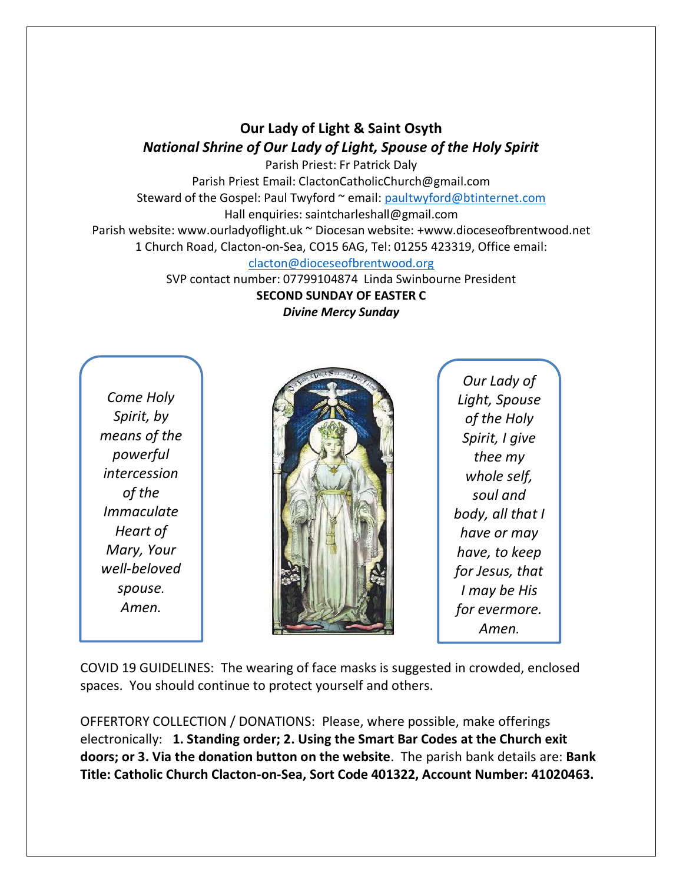# Our Lady of Light & Saint Osyth

***National Shrine of Our Lady of Light, Spouse of the Holy Spirit***

Parish Priest: Fr Patrick Daly

Parish Priest Email: ClactonCatholicChurch@gmail.com

Steward of the Gospel: Paul Twyford ~ email: paultwyford@btinternet.com

Hall enquiries: saintcharleshall@gmail.com

Parish website: www.ourladyoflight.uk ~ Diocesan website: +www.dioceseofbrentwood.net

1 Church Road, Clacton-on-Sea, CO15 6AG, Tel: 01255 423319, Office email: clacton@dioceseofbrentwood.org

SVP contact number: 07799104874 Linda Swinbourne President

**SECOND SUNDAY OF EASTER C**

***Divine Mercy Sunday***

*Come Holy Spirit, by means of the powerful intercession of the Immaculate Heart of Mary, Your well-beloved spouse. Amen.*

*Our Lady of Light, Spouse of the Holy Spirit, I give thee my whole self, soul and body, all that I have or may have, to keep for Jesus, that I may be His for evermore. Amen.*

COVID 19 GUIDELINES: The wearing of face masks is suggested in crowded, enclosed spaces. You should continue to protect yourself and others.

OFFERTORY COLLECTION / DONATIONS: Please, where possible, make offerings electronically: **1. Standing order; 2. Using the Smart Bar Codes at the Church exit doors; or 3. Via the donation button on the website**. The parish bank details are: **Bank Title: Catholic Church Clacton-on-Sea, Sort Code 401322, Account Number: 41020463.**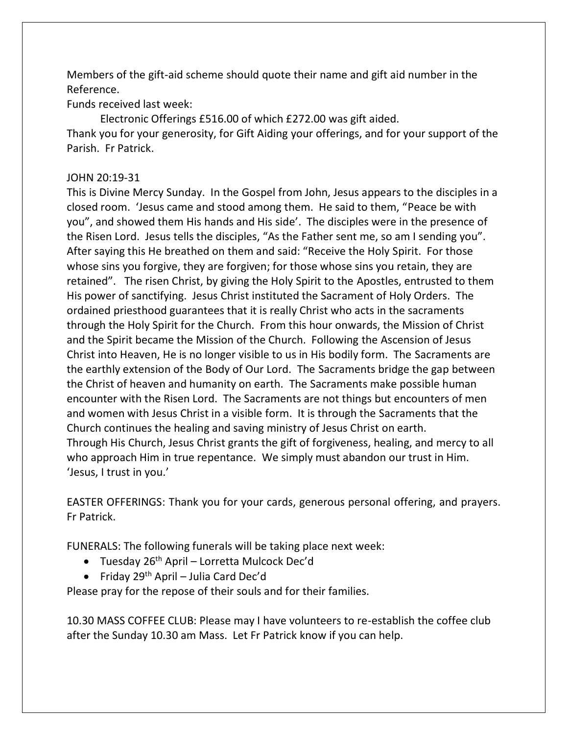Members of the gift-aid scheme should quote their name and gift aid number in the Reference.

Funds received last week:

Electronic Offerings £516.00 of which £272.00 was gift aided.

Thank you for your generosity, for Gift Aiding your offerings, and for your support of the Parish. Fr Patrick.

JOHN 20:19-31

This is Divine Mercy Sunday. In the Gospel from John, Jesus appears to the disciples in a closed room. 'Jesus came and stood among them. He said to them, "Peace be with you", and showed them His hands and His side'. The disciples were in the presence of the Risen Lord. Jesus tells the disciples, "As the Father sent me, so am I sending you". After saying this He breathed on them and said: "Receive the Holy Spirit. For those whose sins you forgive, they are forgiven; for those whose sins you retain, they are retained". The risen Christ, by giving the Holy Spirit to the Apostles, entrusted to them His power of sanctifying. Jesus Christ instituted the Sacrament of Holy Orders. The ordained priesthood guarantees that it is really Christ who acts in the sacraments through the Holy Spirit for the Church. From this hour onwards, the Mission of Christ and the Spirit became the Mission of the Church. Following the Ascension of Jesus Christ into Heaven, He is no longer visible to us in His bodily form. The Sacraments are the earthly extension of the Body of Our Lord. The Sacraments bridge the gap between the Christ of heaven and humanity on earth. The Sacraments make possible human encounter with the Risen Lord. The Sacraments are not things but encounters of men and women with Jesus Christ in a visible form. It is through the Sacraments that the Church continues the healing and saving ministry of Jesus Christ on earth.

Through His Church, Jesus Christ grants the gift of forgiveness, healing, and mercy to all who approach Him in true repentance. We simply must abandon our trust in Him. 'Jesus, I trust in you.'

EASTER OFFERINGS: Thank you for your cards, generous personal offering, and prayers. Fr Patrick.

FUNERALS: The following funerals will be taking place next week:

- Tuesday 26th April – Lorretta Mulcock Dec'd
- Friday 29th April – Julia Card Dec'd

Please pray for the repose of their souls and for their families.

10.30 MASS COFFEE CLUB: Please may I have volunteers to re-establish the coffee club after the Sunday 10.30 am Mass. Let Fr Patrick know if you can help.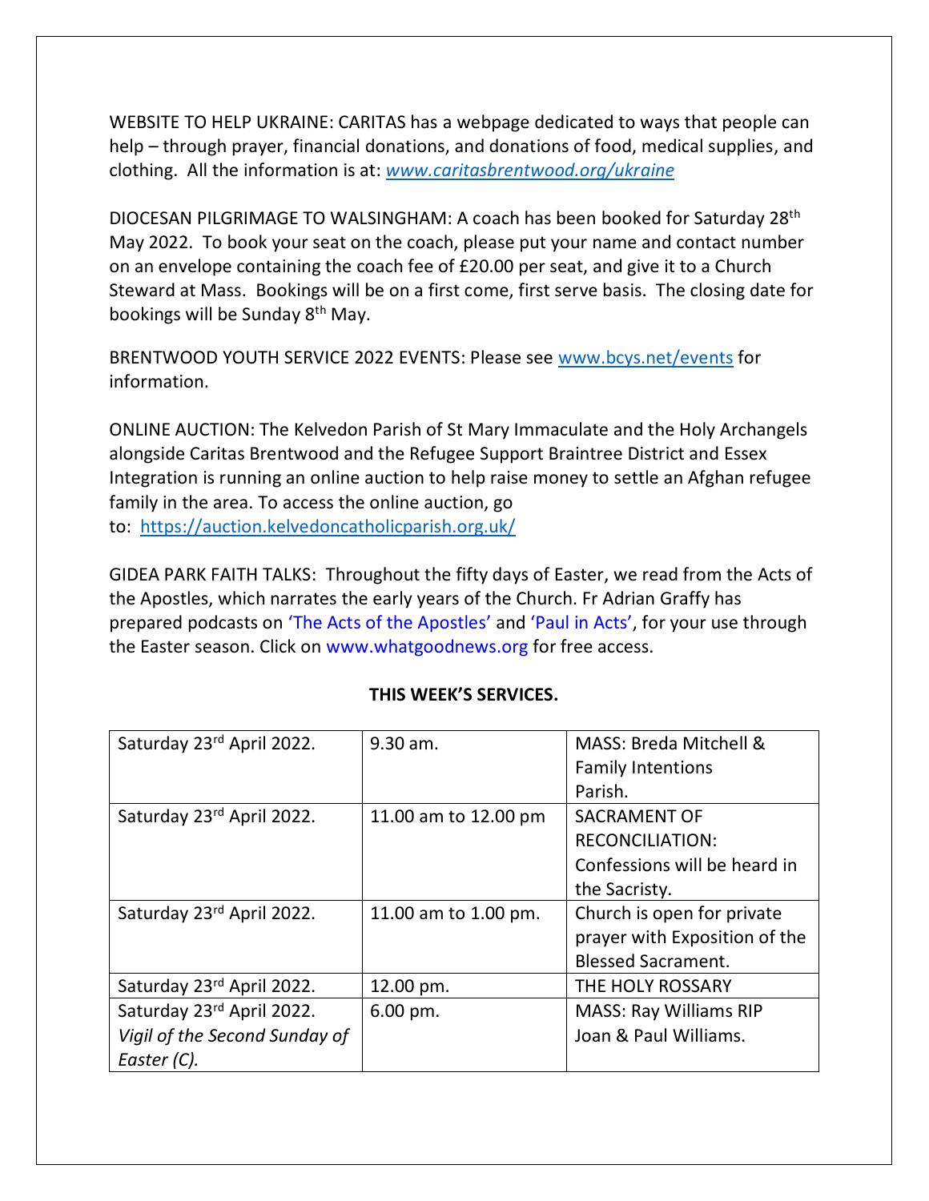WEBSITE TO HELP UKRAINE: CARITAS has a webpage dedicated to ways that people can help – through prayer, financial donations, and donations of food, medical supplies, and clothing. All the information is at: *www.caritasbrentwood.org/ukraine*

DIOCESAN PILGRIMAGE TO WALSINGHAM: A coach has been booked for Saturday 28th May 2022. To book your seat on the coach, please put your name and contact number on an envelope containing the coach fee of £20.00 per seat, and give it to a Church Steward at Mass. Bookings will be on a first come, first serve basis. The closing date for bookings will be Sunday 8th May.

BRENTWOOD YOUTH SERVICE 2022 EVENTS: Please see www.bcys.net/events for information.

ONLINE AUCTION: The Kelvedon Parish of St Mary Immaculate and the Holy Archangels alongside Caritas Brentwood and the Refugee Support Braintree District and Essex Integration is running an online auction to help raise money to settle an Afghan refugee family in the area. To access the online auction, go to: https://auction.kelvedoncatholicparish.org.uk/

GIDEA PARK FAITH TALKS: Throughout the fifty days of Easter, we read from the Acts of the Apostles, which narrates the early years of the Church. Fr Adrian Graffy has prepared podcasts on 'The Acts of the Apostles' and 'Paul in Acts', for your use through the Easter season. Click on www.whatgoodnews.org for free access.

**THIS WEEK'S SERVICES.**

| | | |
|---|---|---|
| Saturday 23rd April 2022. | 9.30 am. | MASS: Breda Mitchell & Family Intentions<br>Parish. |
| Saturday 23rd April 2022. | 11.00 am to 12.00 pm | SACRAMENT OF RECONCILIATION: Confessions will be heard in the Sacristy. |
| Saturday 23rd April 2022. | 11.00 am to 1.00 pm. | Church is open for private prayer with Exposition of the Blessed Sacrament. |
| Saturday 23rd April 2022. | 12.00 pm. | THE HOLY ROSSARY |
| Saturday 23rd April 2022.<br>*Vigil of the Second Sunday of Easter (C).* | 6.00 pm. | MASS: Ray Williams RIP<br>Joan & Paul Williams. |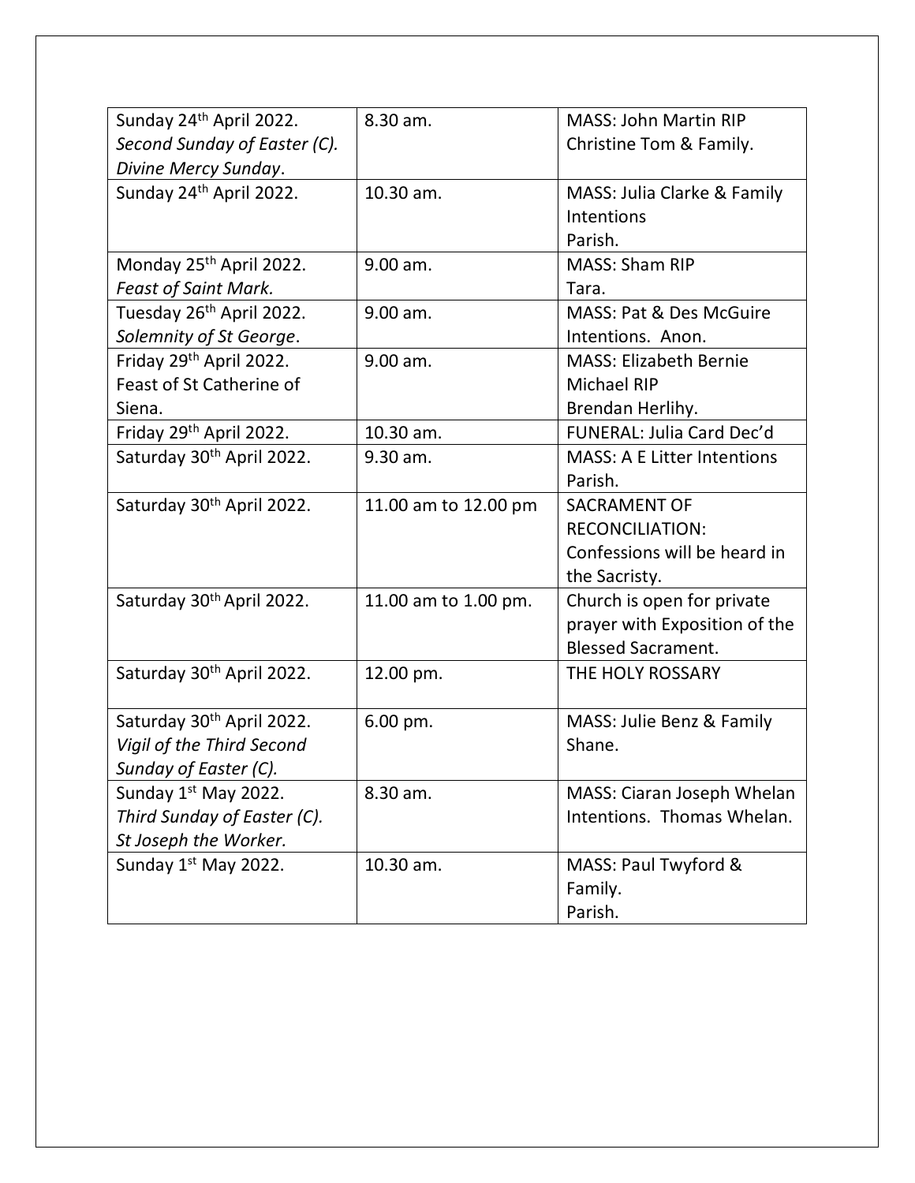| | | |
|---|---|---|
| Sunday 24th April 2022. *Second Sunday of Easter (C). Divine Mercy Sunday*. | 8.30 am. | MASS: John Martin RIP Christine Tom & Family. |
| Sunday 24th April 2022. | 10.30 am. | MASS: Julia Clarke & Family Intentions Parish. |
| Monday 25th April 2022. *Feast of Saint Mark.* | 9.00 am. | MASS: Sham RIP Tara. |
| Tuesday 26th April 2022. *Solemnity of St George*. | 9.00 am. | MASS: Pat & Des McGuire Intentions. Anon. |
| Friday 29th April 2022. Feast of St Catherine of Siena. | 9.00 am. | MASS: Elizabeth Bernie Michael RIP Brendan Herlihy. |
| Friday 29th April 2022. | 10.30 am. | FUNERAL: Julia Card Dec'd |
| Saturday 30th April 2022. | 9.30 am. | MASS: A E Litter Intentions Parish. |
| Saturday 30th April 2022. | 11.00 am to 12.00 pm | SACRAMENT OF RECONCILIATION: Confessions will be heard in the Sacristy. |
| Saturday 30th April 2022. | 11.00 am to 1.00 pm. | Church is open for private prayer with Exposition of the Blessed Sacrament. |
| Saturday 30th April 2022. | 12.00 pm. | THE HOLY ROSSARY |
| Saturday 30th April 2022. *Vigil of the Third Second Sunday of Easter (C).* | 6.00 pm. | MASS: Julie Benz & Family Shane. |
| Sunday 1st May 2022. *Third Sunday of Easter (C). St Joseph the Worker.* | 8.30 am. | MASS: Ciaran Joseph Whelan Intentions. Thomas Whelan. |
| Sunday 1st May 2022. | 10.30 am. | MASS: Paul Twyford & Family. Parish. |